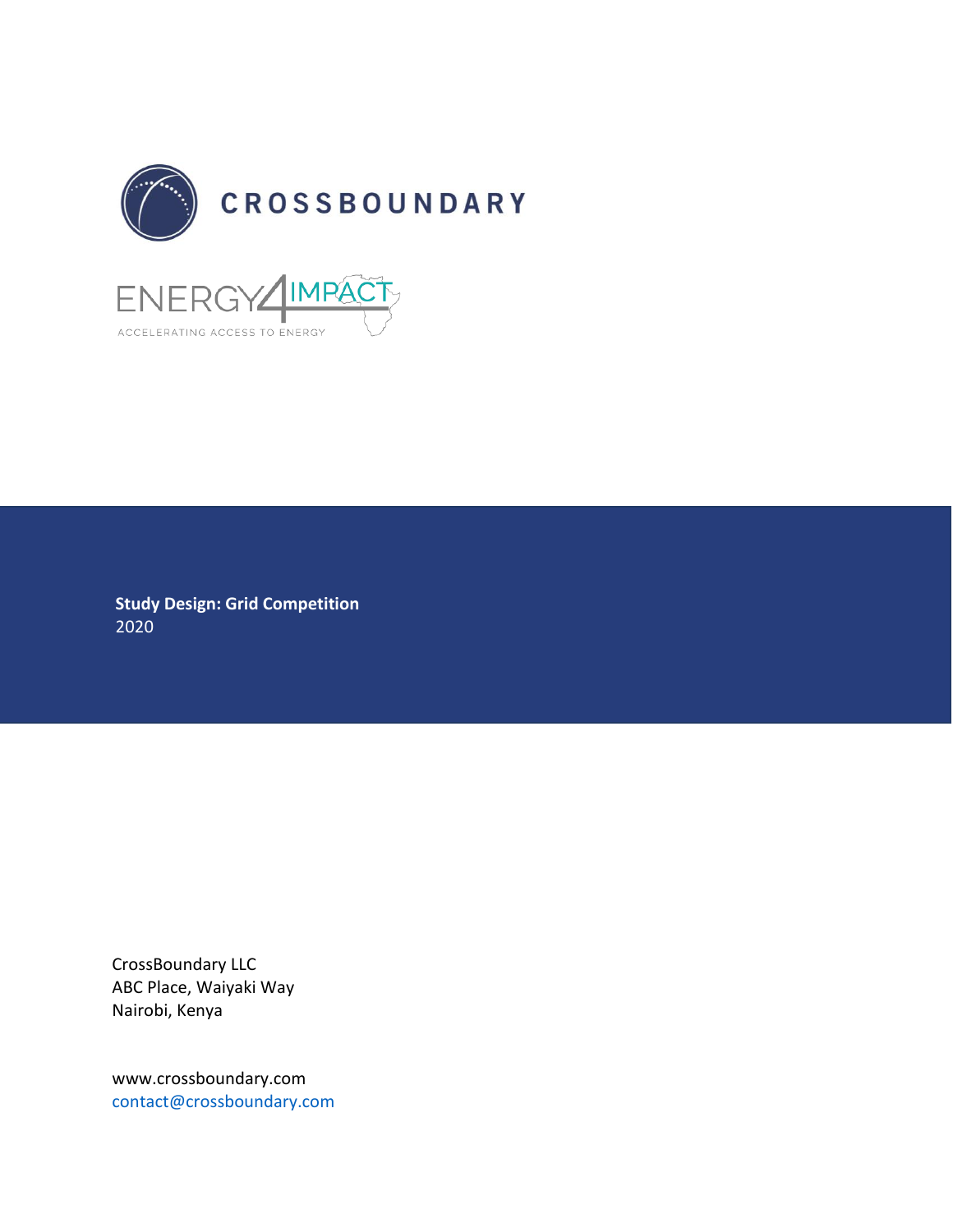CROSSBOUNDARY

ENERGY4IMPACT

ACCELERATING ACCESS TO ENERGY

**Study Design: Grid Competition**
2020

CrossBoundary LLC
ABC Place, Waiyaki Way
Nairobi, Kenya

www.crossboundary.com
contact@crossboundary.com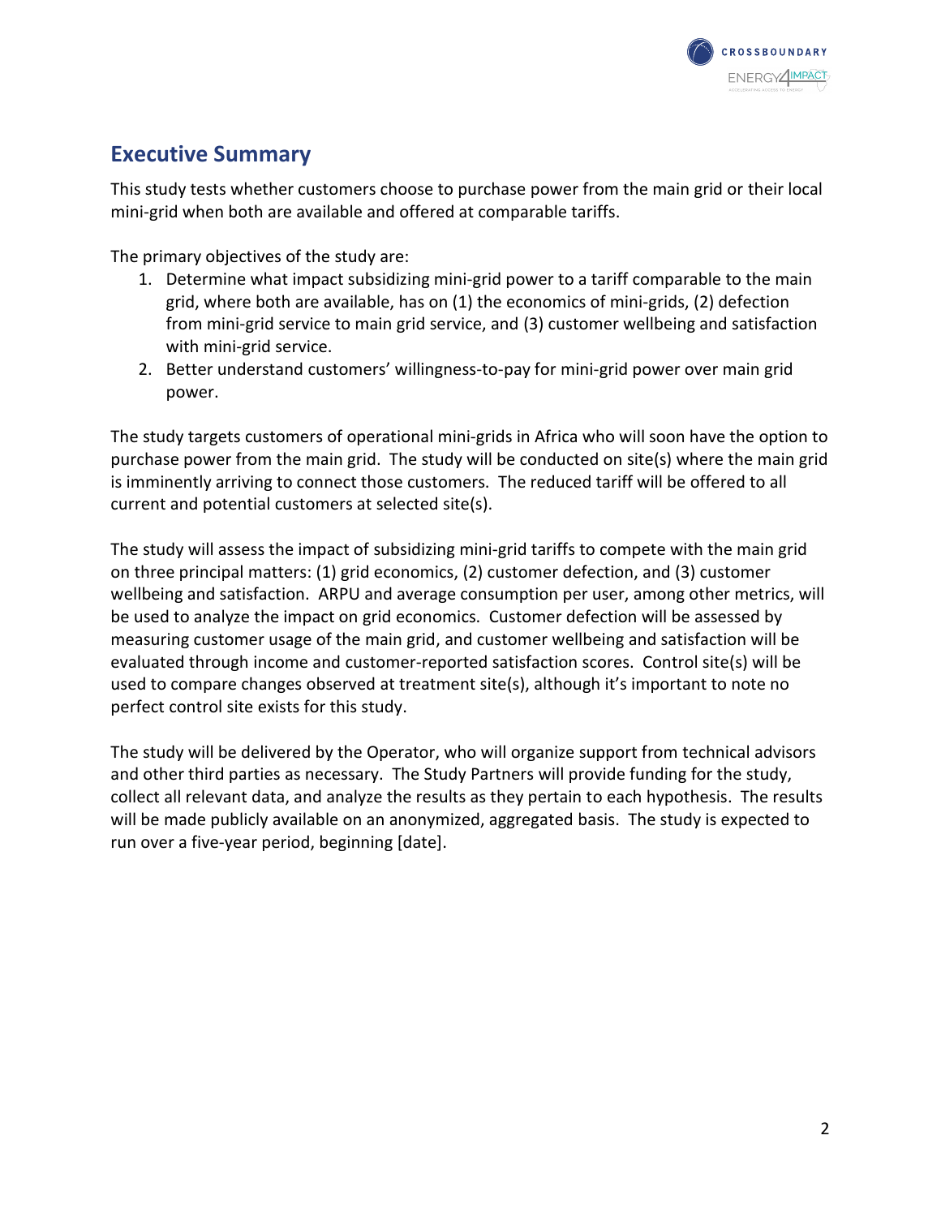## Executive Summary

This study tests whether customers choose to purchase power from the main grid or their local mini-grid when both are available and offered at comparable tariffs.

The primary objectives of the study are:

1. Determine what impact subsidizing mini-grid power to a tariff comparable to the main grid, where both are available, has on (1) the economics of mini-grids, (2) defection from mini-grid service to main grid service, and (3) customer wellbeing and satisfaction with mini-grid service.
2. Better understand customers' willingness-to-pay for mini-grid power over main grid power.

The study targets customers of operational mini-grids in Africa who will soon have the option to purchase power from the main grid. The study will be conducted on site(s) where the main grid is imminently arriving to connect those customers. The reduced tariff will be offered to all current and potential customers at selected site(s).

The study will assess the impact of subsidizing mini-grid tariffs to compete with the main grid on three principal matters: (1) grid economics, (2) customer defection, and (3) customer wellbeing and satisfaction. ARPU and average consumption per user, among other metrics, will be used to analyze the impact on grid economics. Customer defection will be assessed by measuring customer usage of the main grid, and customer wellbeing and satisfaction will be evaluated through income and customer-reported satisfaction scores. Control site(s) will be used to compare changes observed at treatment site(s), although it's important to note no perfect control site exists for this study.

The study will be delivered by the Operator, who will organize support from technical advisors and other third parties as necessary. The Study Partners will provide funding for the study, collect all relevant data, and analyze the results as they pertain to each hypothesis. The results will be made publicly available on an anonymized, aggregated basis. The study is expected to run over a five-year period, beginning [date].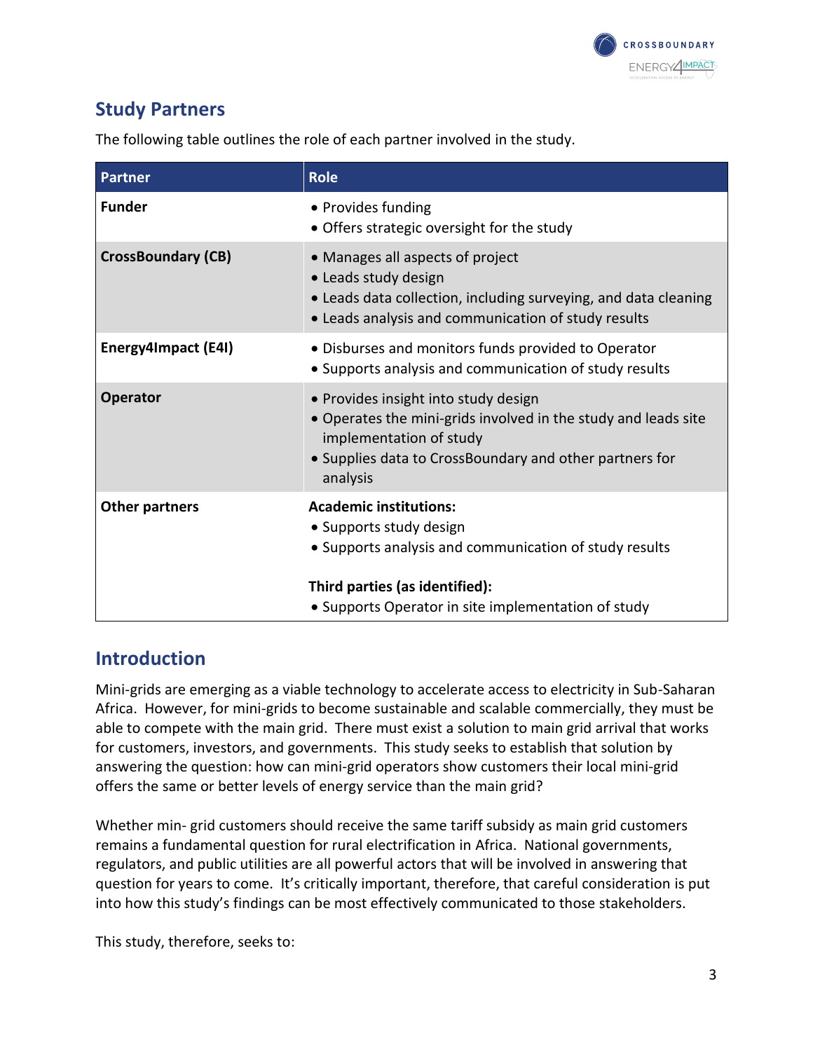## Study Partners

The following table outlines the role of each partner involved in the study.

| Partner | Role |
|---|---|
| **Funder** | • Provides funding<br>• Offers strategic oversight for the study |
| **CrossBoundary (CB)** | • Manages all aspects of project<br>• Leads study design<br>• Leads data collection, including surveying, and data cleaning<br>• Leads analysis and communication of study results |
| **Energy4Impact (E4I)** | • Disburses and monitors funds provided to Operator<br>• Supports analysis and communication of study results |
| **Operator** | • Provides insight into study design<br>• Operates the mini-grids involved in the study and leads site implementation of study<br>• Supplies data to CrossBoundary and other partners for analysis |
| **Other partners** | **Academic institutions:**<br>• Supports study design<br>• Supports analysis and communication of study results<br><br>**Third parties (as identified):**<br>• Supports Operator in site implementation of study |

## Introduction

Mini-grids are emerging as a viable technology to accelerate access to electricity in Sub-Saharan Africa. However, for mini-grids to become sustainable and scalable commercially, they must be able to compete with the main grid. There must exist a solution to main grid arrival that works for customers, investors, and governments. This study seeks to establish that solution by answering the question: how can mini-grid operators show customers their local mini-grid offers the same or better levels of energy service than the main grid?

Whether min- grid customers should receive the same tariff subsidy as main grid customers remains a fundamental question for rural electrification in Africa. National governments, regulators, and public utilities are all powerful actors that will be involved in answering that question for years to come. It's critically important, therefore, that careful consideration is put into how this study's findings can be most effectively communicated to those stakeholders.

This study, therefore, seeks to: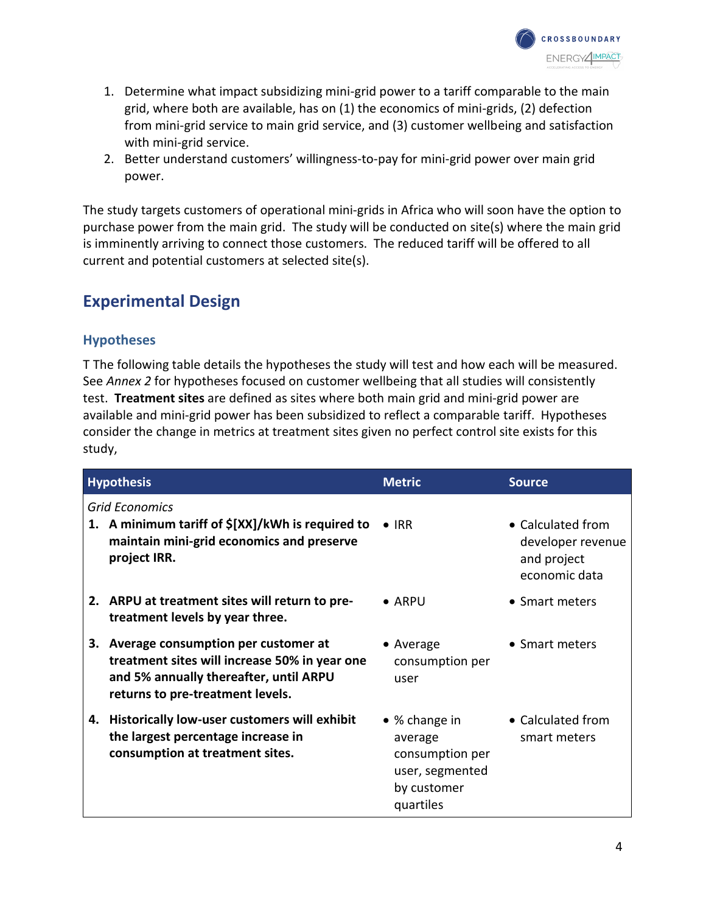1. Determine what impact subsidizing mini-grid power to a tariff comparable to the main grid, where both are available, has on (1) the economics of mini-grids, (2) defection from mini-grid service to main grid service, and (3) customer wellbeing and satisfaction with mini-grid service.
2. Better understand customers' willingness-to-pay for mini-grid power over main grid power.

The study targets customers of operational mini-grids in Africa who will soon have the option to purchase power from the main grid. The study will be conducted on site(s) where the main grid is imminently arriving to connect those customers. The reduced tariff will be offered to all current and potential customers at selected site(s).

## Experimental Design

### Hypotheses

T The following table details the hypotheses the study will test and how each will be measured. See *Annex 2* for hypotheses focused on customer wellbeing that all studies will consistently test. **Treatment sites** are defined as sites where both main grid and mini-grid power are available and mini-grid power has been subsidized to reflect a comparable tariff. Hypotheses consider the change in metrics at treatment sites given no perfect control site exists for this study,

| Hypothesis | Metric | Source |
|---|---|---|
| *Grid Economics*<br>**1. A minimum tariff of $[XX]/kWh is required to maintain mini-grid economics and preserve project IRR.** | • IRR | • Calculated from developer revenue and project economic data |
| **2. ARPU at treatment sites will return to pre-treatment levels by year three.** | • ARPU | • Smart meters |
| **3. Average consumption per customer at treatment sites will increase 50% in year one and 5% annually thereafter, until ARPU returns to pre-treatment levels.** | • Average consumption per user | • Smart meters |
| **4. Historically low-user customers will exhibit the largest percentage increase in consumption at treatment sites.** | • % change in average consumption per user, segmented by customer quartiles | • Calculated from smart meters |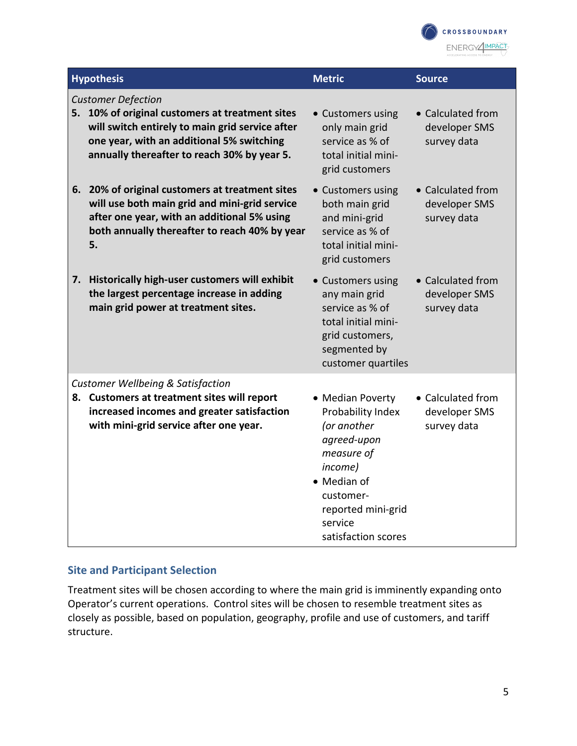| Hypothesis | Metric | Source |
|---|---|---|
| *Customer Defection* | | |
| **5. 10% of original customers at treatment sites will switch entirely to main grid service after one year, with an additional 5% switching annually thereafter to reach 30% by year 5.** | • Customers using only main grid service as % of total initial mini-grid customers | • Calculated from developer SMS survey data |
| **6. 20% of original customers at treatment sites will use both main grid and mini-grid service after one year, with an additional 5% using both annually thereafter to reach 40% by year 5.** | • Customers using both main grid and mini-grid service as % of total initial mini-grid customers | • Calculated from developer SMS survey data |
| **7. Historically high-user customers will exhibit the largest percentage increase in adding main grid power at treatment sites.** | • Customers using any main grid service as % of total initial mini-grid customers, segmented by customer quartiles | • Calculated from developer SMS survey data |
| *Customer Wellbeing & Satisfaction* | | |
| **8. Customers at treatment sites will report increased incomes and greater satisfaction with mini-grid service after one year.** | • Median Poverty Probability Index *(or another agreed-upon measure of income)*<br>• Median of customer-reported mini-grid service satisfaction scores | • Calculated from developer SMS survey data |

## Site and Participant Selection

Treatment sites will be chosen according to where the main grid is imminently expanding onto Operator's current operations. Control sites will be chosen to resemble treatment sites as closely as possible, based on population, geography, profile and use of customers, and tariff structure.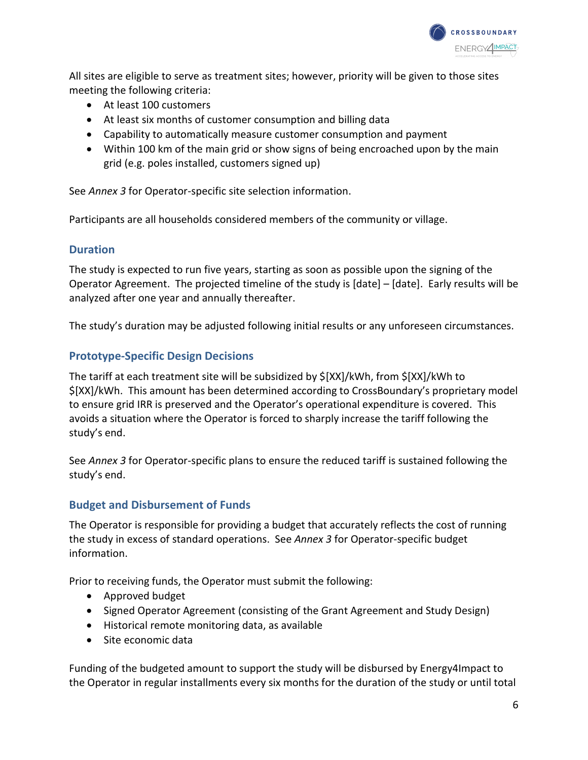All sites are eligible to serve as treatment sites; however, priority will be given to those sites meeting the following criteria:

- At least 100 customers
- At least six months of customer consumption and billing data
- Capability to automatically measure customer consumption and payment
- Within 100 km of the main grid or show signs of being encroached upon by the main grid (e.g. poles installed, customers signed up)

See *Annex 3* for Operator-specific site selection information.

Participants are all households considered members of the community or village.

## Duration

The study is expected to run five years, starting as soon as possible upon the signing of the Operator Agreement. The projected timeline of the study is [date] – [date]. Early results will be analyzed after one year and annually thereafter.

The study's duration may be adjusted following initial results or any unforeseen circumstances.

## Prototype-Specific Design Decisions

The tariff at each treatment site will be subsidized by $[XX]/kWh, from $[XX]/kWh to $[XX]/kWh. This amount has been determined according to CrossBoundary's proprietary model to ensure grid IRR is preserved and the Operator's operational expenditure is covered. This avoids a situation where the Operator is forced to sharply increase the tariff following the study's end.

See *Annex 3* for Operator-specific plans to ensure the reduced tariff is sustained following the study's end.

## Budget and Disbursement of Funds

The Operator is responsible for providing a budget that accurately reflects the cost of running the study in excess of standard operations. See *Annex 3* for Operator-specific budget information.

Prior to receiving funds, the Operator must submit the following:

- Approved budget
- Signed Operator Agreement (consisting of the Grant Agreement and Study Design)
- Historical remote monitoring data, as available
- Site economic data

Funding of the budgeted amount to support the study will be disbursed by Energy4Impact to the Operator in regular installments every six months for the duration of the study or until total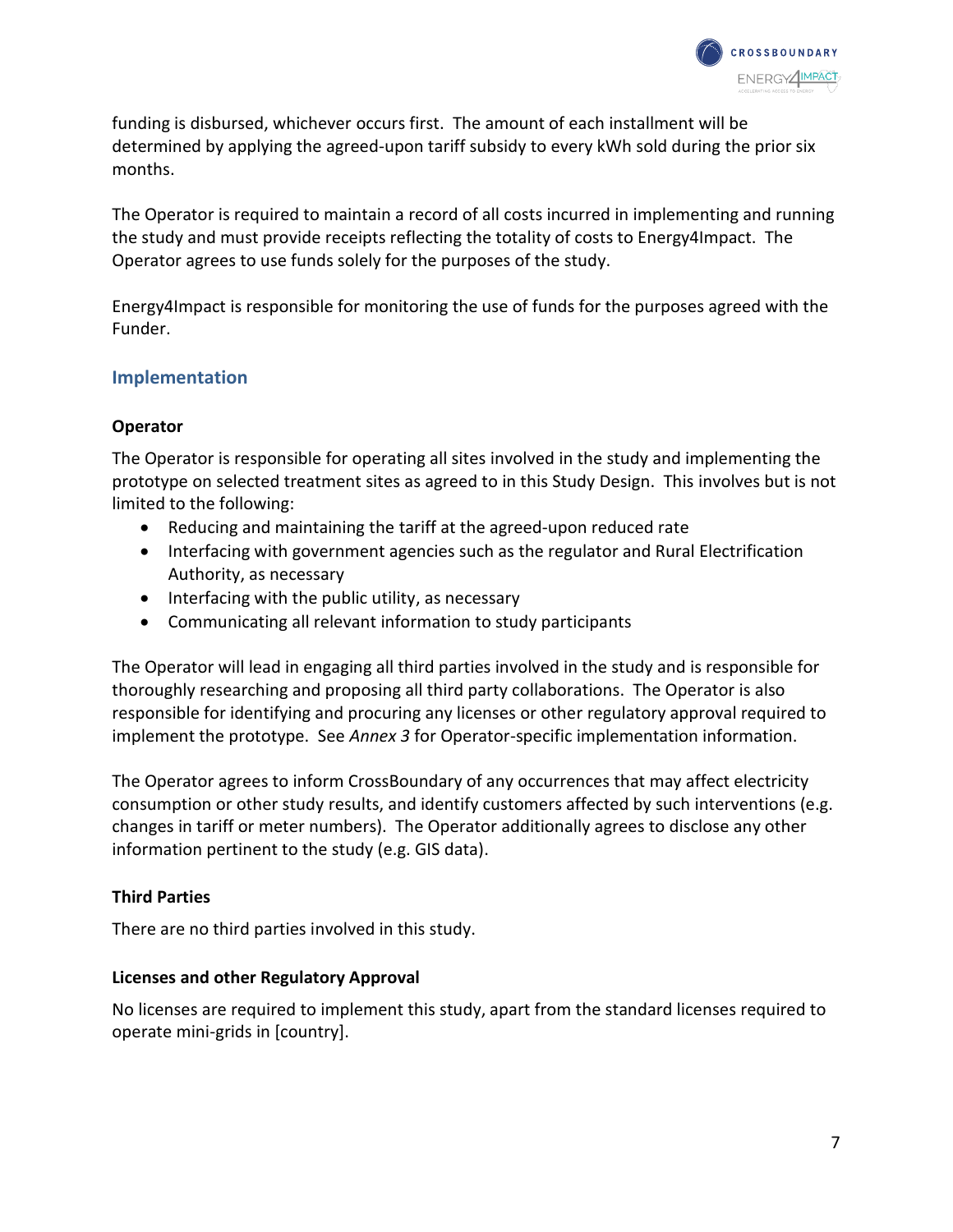funding is disbursed, whichever occurs first. The amount of each installment will be determined by applying the agreed-upon tariff subsidy to every kWh sold during the prior six months.

The Operator is required to maintain a record of all costs incurred in implementing and running the study and must provide receipts reflecting the totality of costs to Energy4Impact. The Operator agrees to use funds solely for the purposes of the study.

Energy4Impact is responsible for monitoring the use of funds for the purposes agreed with the Funder.

## Implementation

### Operator

The Operator is responsible for operating all sites involved in the study and implementing the prototype on selected treatment sites as agreed to in this Study Design. This involves but is not limited to the following:

- Reducing and maintaining the tariff at the agreed-upon reduced rate
- Interfacing with government agencies such as the regulator and Rural Electrification Authority, as necessary
- Interfacing with the public utility, as necessary
- Communicating all relevant information to study participants

The Operator will lead in engaging all third parties involved in the study and is responsible for thoroughly researching and proposing all third party collaborations. The Operator is also responsible for identifying and procuring any licenses or other regulatory approval required to implement the prototype. See *Annex 3* for Operator-specific implementation information.

The Operator agrees to inform CrossBoundary of any occurrences that may affect electricity consumption or other study results, and identify customers affected by such interventions (e.g. changes in tariff or meter numbers). The Operator additionally agrees to disclose any other information pertinent to the study (e.g. GIS data).

### Third Parties

There are no third parties involved in this study.

### Licenses and other Regulatory Approval

No licenses are required to implement this study, apart from the standard licenses required to operate mini-grids in [country].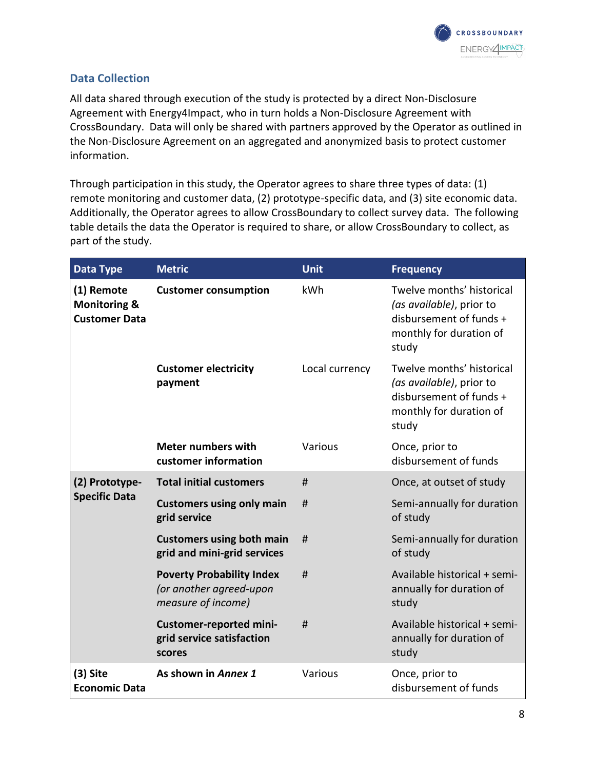## Data Collection

All data shared through execution of the study is protected by a direct Non-Disclosure Agreement with Energy4Impact, who in turn holds a Non-Disclosure Agreement with CrossBoundary. Data will only be shared with partners approved by the Operator as outlined in the Non-Disclosure Agreement on an aggregated and anonymized basis to protect customer information.

Through participation in this study, the Operator agrees to share three types of data: (1) remote monitoring and customer data, (2) prototype-specific data, and (3) site economic data. Additionally, the Operator agrees to allow CrossBoundary to collect survey data. The following table details the data the Operator is required to share, or allow CrossBoundary to collect, as part of the study.

| Data Type | Metric | Unit | Frequency |
| --- | --- | --- | --- |
| **(1) Remote Monitoring & Customer Data** | **Customer consumption** | kWh | Twelve months' historical *(as available)*, prior to disbursement of funds + monthly for duration of study |
| | **Customer electricity payment** | Local currency | Twelve months' historical *(as available)*, prior to disbursement of funds + monthly for duration of study |
| | **Meter numbers with customer information** | Various | Once, prior to disbursement of funds |
| **(2) Prototype-Specific Data** | **Total initial customers** | # | Once, at outset of study |
| | **Customers using only main grid service** | # | Semi-annually for duration of study |
| | **Customers using both main grid and mini-grid services** | # | Semi-annually for duration of study |
| | **Poverty Probability Index** *(or another agreed-upon measure of income)* | # | Available historical + semi-annually for duration of study |
| | **Customer-reported mini-grid service satisfaction scores** | # | Available historical + semi-annually for duration of study |
| **(3) Site Economic Data** | **As shown in *Annex 1*** | Various | Once, prior to disbursement of funds |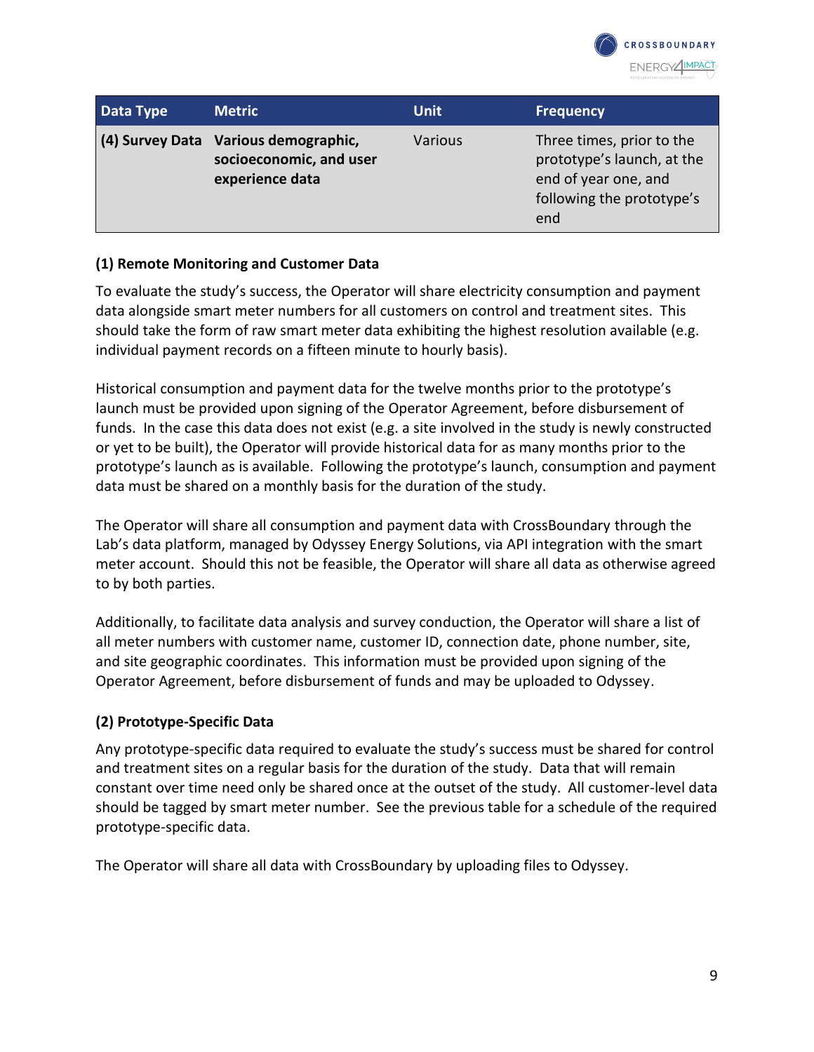| Data Type | Metric | Unit | Frequency |
|---|---|---|---|
| **(4) Survey Data** | **Various demographic, socioeconomic, and user experience data** | Various | Three times, prior to the prototype's launch, at the end of year one, and following the prototype's end |

**(1) Remote Monitoring and Customer Data**

To evaluate the study's success, the Operator will share electricity consumption and payment data alongside smart meter numbers for all customers on control and treatment sites. This should take the form of raw smart meter data exhibiting the highest resolution available (e.g. individual payment records on a fifteen minute to hourly basis).

Historical consumption and payment data for the twelve months prior to the prototype's launch must be provided upon signing of the Operator Agreement, before disbursement of funds. In the case this data does not exist (e.g. a site involved in the study is newly constructed or yet to be built), the Operator will provide historical data for as many months prior to the prototype's launch as is available. Following the prototype's launch, consumption and payment data must be shared on a monthly basis for the duration of the study.

The Operator will share all consumption and payment data with CrossBoundary through the Lab's data platform, managed by Odyssey Energy Solutions, via API integration with the smart meter account. Should this not be feasible, the Operator will share all data as otherwise agreed to by both parties.

Additionally, to facilitate data analysis and survey conduction, the Operator will share a list of all meter numbers with customer name, customer ID, connection date, phone number, site, and site geographic coordinates. This information must be provided upon signing of the Operator Agreement, before disbursement of funds and may be uploaded to Odyssey.

**(2) Prototype-Specific Data**

Any prototype-specific data required to evaluate the study's success must be shared for control and treatment sites on a regular basis for the duration of the study. Data that will remain constant over time need only be shared once at the outset of the study. All customer-level data should be tagged by smart meter number. See the previous table for a schedule of the required prototype-specific data.

The Operator will share all data with CrossBoundary by uploading files to Odyssey.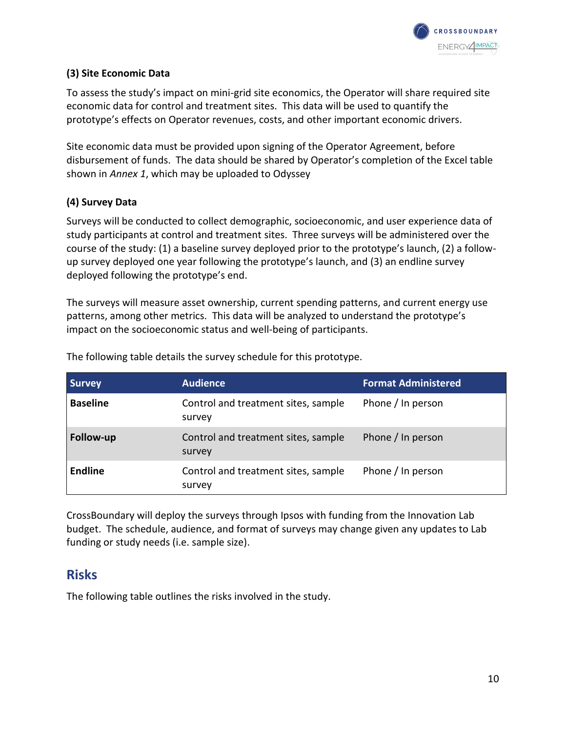### (3) Site Economic Data

To assess the study's impact on mini-grid site economics, the Operator will share required site economic data for control and treatment sites. This data will be used to quantify the prototype's effects on Operator revenues, costs, and other important economic drivers.

Site economic data must be provided upon signing of the Operator Agreement, before disbursement of funds. The data should be shared by Operator's completion of the Excel table shown in *Annex 1*, which may be uploaded to Odyssey

### (4) Survey Data

Surveys will be conducted to collect demographic, socioeconomic, and user experience data of study participants at control and treatment sites. Three surveys will be administered over the course of the study: (1) a baseline survey deployed prior to the prototype's launch, (2) a follow-up survey deployed one year following the prototype's launch, and (3) an endline survey deployed following the prototype's end.

The surveys will measure asset ownership, current spending patterns, and current energy use patterns, among other metrics. This data will be analyzed to understand the prototype's impact on the socioeconomic status and well-being of participants.

The following table details the survey schedule for this prototype.

| Survey | Audience | Format Administered |
|---|---|---|
| **Baseline** | Control and treatment sites, sample survey | Phone / In person |
| **Follow-up** | Control and treatment sites, sample survey | Phone / In person |
| **Endline** | Control and treatment sites, sample survey | Phone / In person |

CrossBoundary will deploy the surveys through Ipsos with funding from the Innovation Lab budget. The schedule, audience, and format of surveys may change given any updates to Lab funding or study needs (i.e. sample size).

## Risks

The following table outlines the risks involved in the study.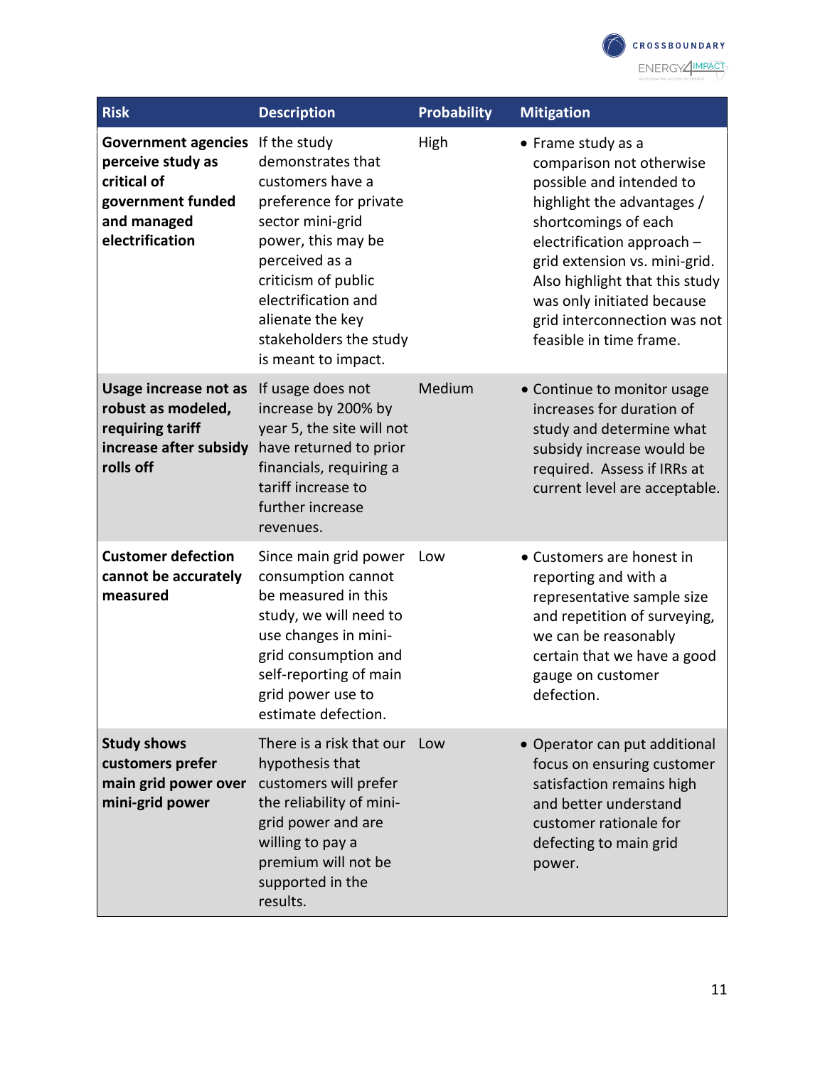| Risk | Description | Probability | Mitigation |
|---|---|---|---|
| **Government agencies perceive study as critical of government funded and managed electrification** | If the study demonstrates that customers have a preference for private sector mini-grid power, this may be perceived as a criticism of public electrification and alienate the key stakeholders the study is meant to impact. | High | • Frame study as a comparison not otherwise possible and intended to highlight the advantages / shortcomings of each electrification approach – grid extension vs. mini-grid. Also highlight that this study was only initiated because grid interconnection was not feasible in time frame. |
| **Usage increase not as robust as modeled, requiring tariff increase after subsidy rolls off** | If usage does not increase by 200% by year 5, the site will not have returned to prior financials, requiring a tariff increase to further increase revenues. | Medium | • Continue to monitor usage increases for duration of study and determine what subsidy increase would be required. Assess if IRRs at current level are acceptable. |
| **Customer defection cannot be accurately measured** | Since main grid power consumption cannot be measured in this study, we will need to use changes in mini-grid consumption and self-reporting of main grid power use to estimate defection. | Low | • Customers are honest in reporting and with a representative sample size and repetition of surveying, we can be reasonably certain that we have a good gauge on customer defection. |
| **Study shows customers prefer main grid power over mini-grid power** | There is a risk that our hypothesis that customers will prefer the reliability of mini-grid power and are willing to pay a premium will not be supported in the results. | Low | • Operator can put additional focus on ensuring customer satisfaction remains high and better understand customer rationale for defecting to main grid power. |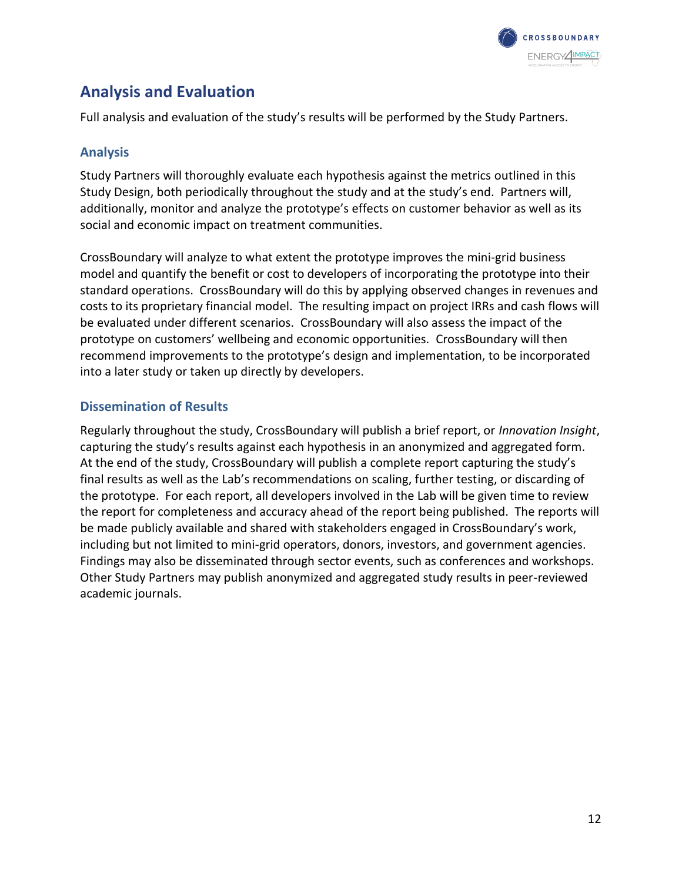## Analysis and Evaluation

Full analysis and evaluation of the study's results will be performed by the Study Partners.

### Analysis

Study Partners will thoroughly evaluate each hypothesis against the metrics outlined in this Study Design, both periodically throughout the study and at the study's end. Partners will, additionally, monitor and analyze the prototype's effects on customer behavior as well as its social and economic impact on treatment communities.

CrossBoundary will analyze to what extent the prototype improves the mini-grid business model and quantify the benefit or cost to developers of incorporating the prototype into their standard operations. CrossBoundary will do this by applying observed changes in revenues and costs to its proprietary financial model. The resulting impact on project IRRs and cash flows will be evaluated under different scenarios. CrossBoundary will also assess the impact of the prototype on customers' wellbeing and economic opportunities. CrossBoundary will then recommend improvements to the prototype's design and implementation, to be incorporated into a later study or taken up directly by developers.

### Dissemination of Results

Regularly throughout the study, CrossBoundary will publish a brief report, or *Innovation Insight*, capturing the study's results against each hypothesis in an anonymized and aggregated form. At the end of the study, CrossBoundary will publish a complete report capturing the study's final results as well as the Lab's recommendations on scaling, further testing, or discarding of the prototype. For each report, all developers involved in the Lab will be given time to review the report for completeness and accuracy ahead of the report being published. The reports will be made publicly available and shared with stakeholders engaged in CrossBoundary's work, including but not limited to mini-grid operators, donors, investors, and government agencies. Findings may also be disseminated through sector events, such as conferences and workshops. Other Study Partners may publish anonymized and aggregated study results in peer-reviewed academic journals.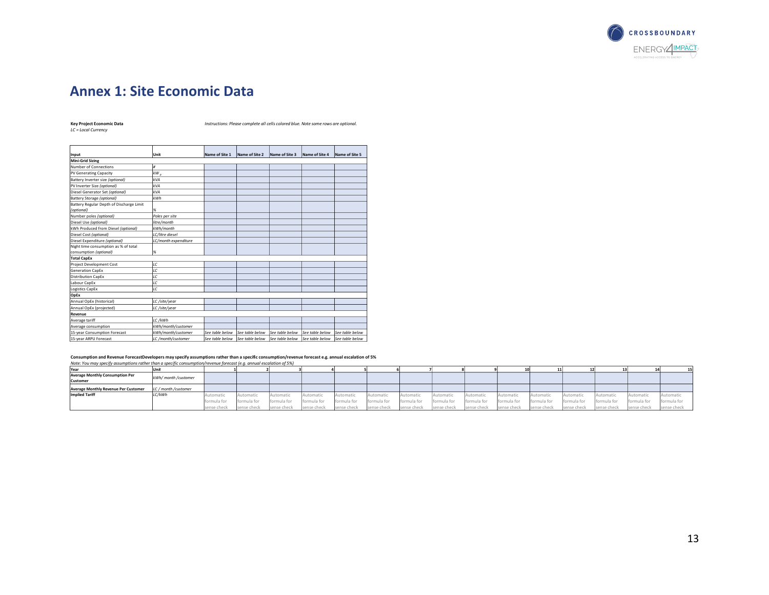## Annex 1: Site Economic Data

**Key Project Economic Data**
*LC = Local Currency*

*Instructions: Please complete all cells colored blue. Note some rows are optional.*

| Input | Unit | Name of Site 1 | Name of Site 2 | Name of Site 3 | Name of Site 4 | Name of Site 5 |
|---|---|---|---|---|---|---|
| **Mini-Grid Sizing** | | | | | | |
| Number of Connections | *#* | | | | | |
| PV Generating Capacity | *$kW_p$* | | | | | |
| Battery Inverter size *(optional)* | *kVA* | | | | | |
| PV Inverter Size *(optional)* | *kVA* | | | | | |
| Diesel Generator Set *(optional)* | *kVA* | | | | | |
| Battery Storage *(optional)* | *kWh* | | | | | |
| Battery Regular Depth of Discharge Limit *(optional)* | *%* | | | | | |
| Number poles *(optional)* | *Poles per site* | | | | | |
| Diesel Use *(optional)* | *litre/month* | | | | | |
| kWh Produced from Diesel *(optional)* | *kWh/month* | | | | | |
| Diesel Cost *(optional)* | *LC/litre diesel* | | | | | |
| Diesel Expenditure *(optional)* | *LC/month expenditure* | | | | | |
| Night time consumption as % of total consumption *(optional)* | *%* | | | | | |
| **Total CapEx** | | | | | | |
| Project Development Cost | *LC* | | | | | |
| Generation CapEx | *LC* | | | | | |
| Distribution CapEx | *LC* | | | | | |
| Labour CapEx | *LC* | | | | | |
| Logistics CapEx | *LC* | | | | | |
| **OpEx** | | | | | | |
| Annual OpEx (historical) | *LC /site/year* | | | | | |
| Annual OpEx (projected) | *LC /site/year* | | | | | |
| **Revenue** | | | | | | |
| Average tariff | *LC /kWh* | | | | | |
| Average consumption | *kWh/month/customer* | | | | | |
| 15-year Consumption Forecast | *kWh/month/customer* | *See table below* | *See table below* | *See table below* | *See table below* | *See table below* |
| 15-year ARPU Forecast | *LC /month/customer* | *See table below* | *See table below* | *See table below* | *See table below* | *See table below* |

**Consumption and Revenue ForecastDevelopers may specify assumptions rather than a specific consumption/revenue forecast e.g. annual escalation of 5%**
*Note: You may specify assumptions rather than a specific consumption/revenue forecast (e.g. annual escalation of 5%)*

| Year | *Unit* | 1 | 2 | 3 | 4 | 5 | 6 | 7 | 8 | 9 | 10 | 11 | 12 | 13 | 14 | 15 |
|---|---|---|---|---|---|---|---|---|---|---|---|---|---|---|---|---|
| **Average Monthly Consumption Per Customer** | *kWh/ month /customer* | | | | | | | | | | | | | | | |
| **Average Monthly Revenue Per Customer** | *LC / month /customer* | | | | | | | | | | | | | | | |
| **Implied Tariff** | *LC/kWh* | Automatic formula for sense check | Automatic formula for sense check | Automatic formula for sense check | Automatic formula for sense check | Automatic formula for sense check | Automatic formula for sense check | Automatic formula for sense check | Automatic formula for sense check | Automatic formula for sense check | Automatic formula for sense check | Automatic formula for sense check | Automatic formula for sense check | Automatic formula for sense check | Automatic formula for sense check | Automatic formula for sense check |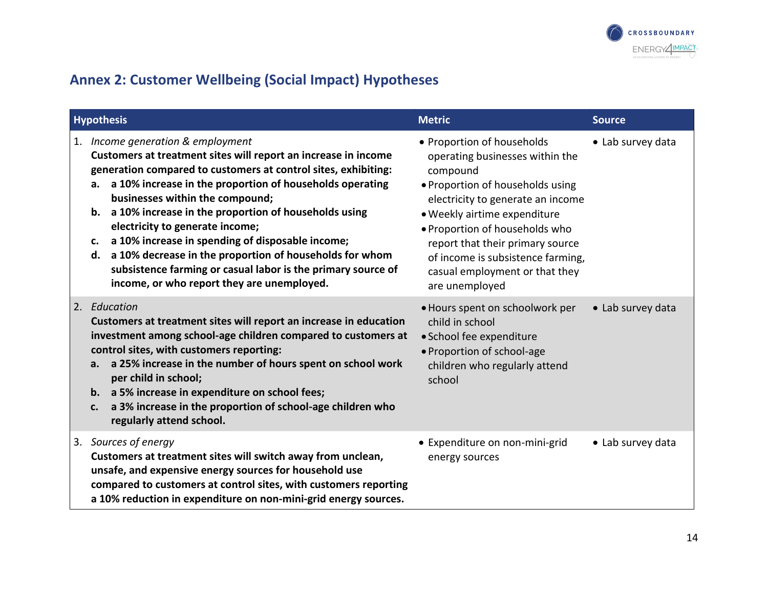## Annex 2: Customer Wellbeing (Social Impact) Hypotheses

| Hypothesis | Metric | Source |
|---|---|---|
| 1. *Income generation & employment*<br>**Customers at treatment sites will report an increase in income generation compared to customers at control sites, exhibiting:**<br>**a. a 10% increase in the proportion of households operating businesses within the compound;**<br>**b. a 10% increase in the proportion of households using electricity to generate income;**<br>**c. a 10% increase in spending of disposable income;**<br>**d. a 10% decrease in the proportion of households for whom subsistence farming or casual labor is the primary source of income, or who report they are unemployed.** | • Proportion of households operating businesses within the compound<br>• Proportion of households using electricity to generate an income<br>• Weekly airtime expenditure<br>• Proportion of households who report that their primary source of income is subsistence farming, casual employment or that they are unemployed | • Lab survey data |
| 2. *Education*<br>**Customers at treatment sites will report an increase in education investment among school-age children compared to customers at control sites, with customers reporting:**<br>**a. a 25% increase in the number of hours spent on school work per child in school;**<br>**b. a 5% increase in expenditure on school fees;**<br>**c. a 3% increase in the proportion of school-age children who regularly attend school.** | • Hours spent on schoolwork per child in school<br>• School fee expenditure<br>• Proportion of school-age children who regularly attend school | • Lab survey data |
| 3. *Sources of energy*<br>**Customers at treatment sites will switch away from unclean, unsafe, and expensive energy sources for household use compared to customers at control sites, with customers reporting a 10% reduction in expenditure on non-mini-grid energy sources.** | • Expenditure on non-mini-grid energy sources | • Lab survey data |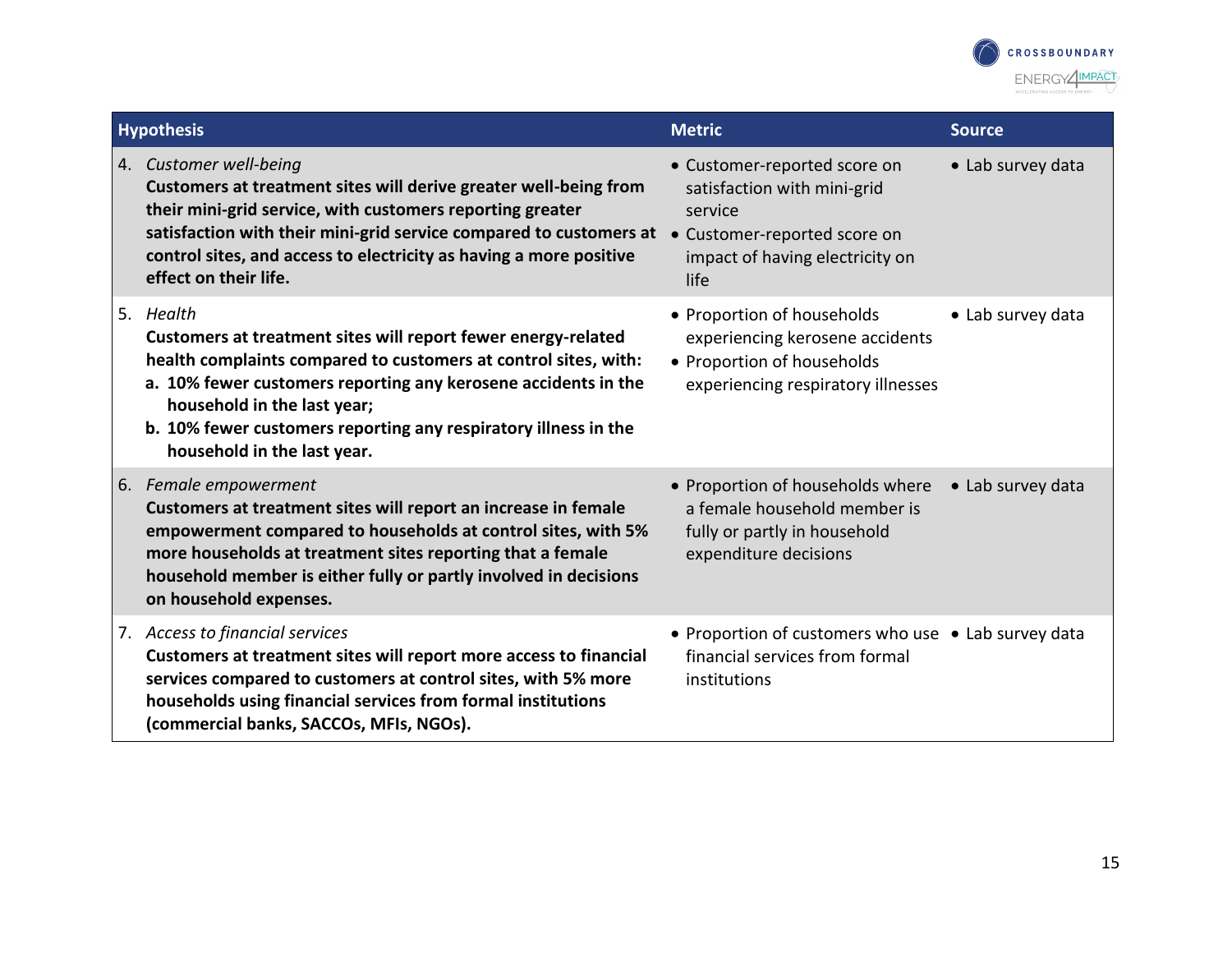| Hypothesis | Metric | Source |
|---|---|---|
| 4. *Customer well-being*<br>**Customers at treatment sites will derive greater well-being from their mini-grid service, with customers reporting greater satisfaction with their mini-grid service compared to customers at control sites, and access to electricity as having a more positive effect on their life.** | • Customer-reported score on satisfaction with mini-grid service<br>• Customer-reported score on impact of having electricity on life | • Lab survey data |
| 5. *Health*<br>**Customers at treatment sites will report fewer energy-related health complaints compared to customers at control sites, with:**<br>**a. 10% fewer customers reporting any kerosene accidents in the household in the last year;**<br>**b. 10% fewer customers reporting any respiratory illness in the household in the last year.** | • Proportion of households experiencing kerosene accidents<br>• Proportion of households experiencing respiratory illnesses | • Lab survey data |
| 6. *Female empowerment*<br>**Customers at treatment sites will report an increase in female empowerment compared to households at control sites, with 5% more households at treatment sites reporting that a female household member is either fully or partly involved in decisions on household expenses.** | • Proportion of households where a female household member is fully or partly in household expenditure decisions | • Lab survey data |
| 7. *Access to financial services*<br>**Customers at treatment sites will report more access to financial services compared to customers at control sites, with 5% more households using financial services from formal institutions (commercial banks, SACCOs, MFIs, NGOs).** | • Proportion of customers who use financial services from formal institutions | • Lab survey data |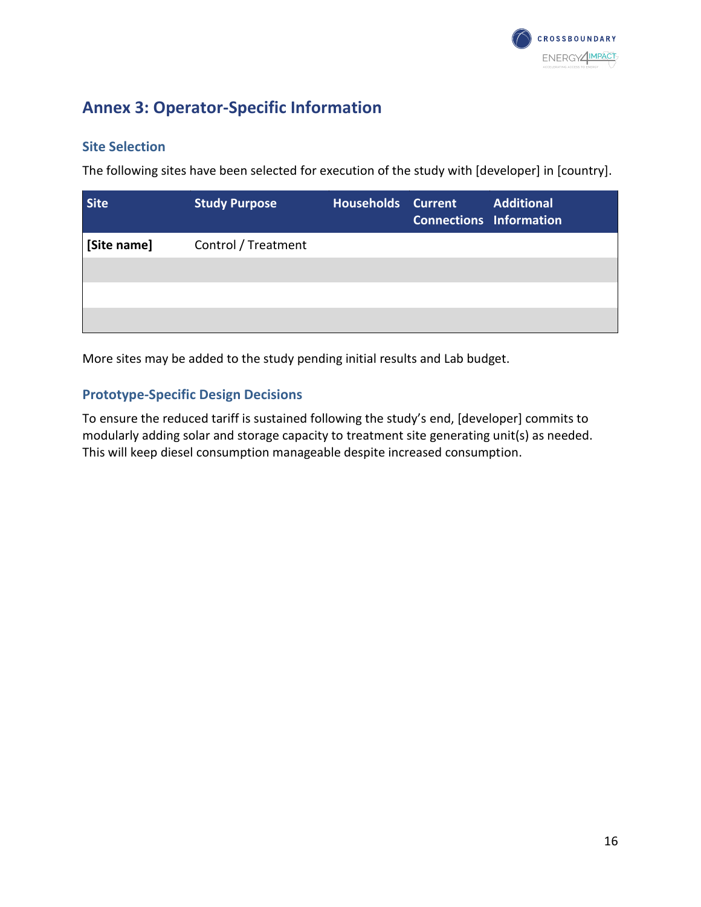## Annex 3: Operator-Specific Information

### Site Selection

The following sites have been selected for execution of the study with [developer] in [country].

| Site | Study Purpose | Households | Current Connections | Additional Information |
|---|---|---|---|---|
| **[Site name]** | Control / Treatment | | | |
| | | | | |
| | | | | |
| | | | | |

More sites may be added to the study pending initial results and Lab budget.

### Prototype-Specific Design Decisions

To ensure the reduced tariff is sustained following the study's end, [developer] commits to modularly adding solar and storage capacity to treatment site generating unit(s) as needed. This will keep diesel consumption manageable despite increased consumption.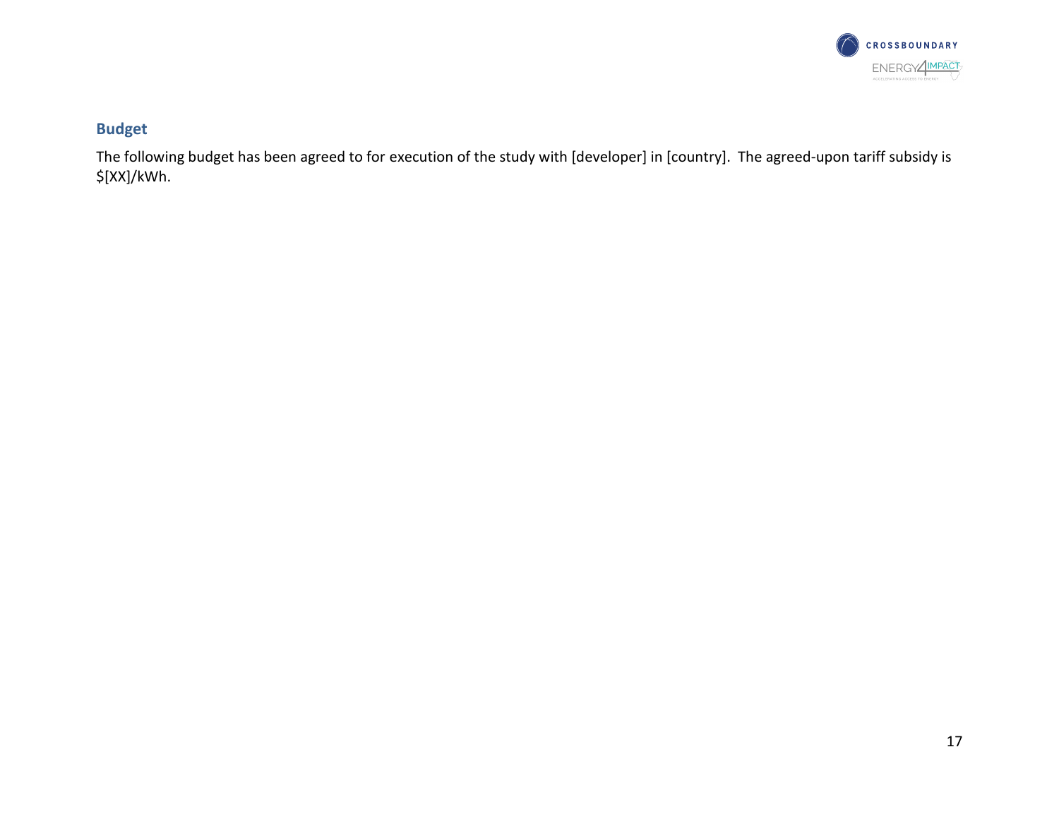## Budget

The following budget has been agreed to for execution of the study with [developer] in [country]. The agreed-upon tariff subsidy is $[XX]/kWh.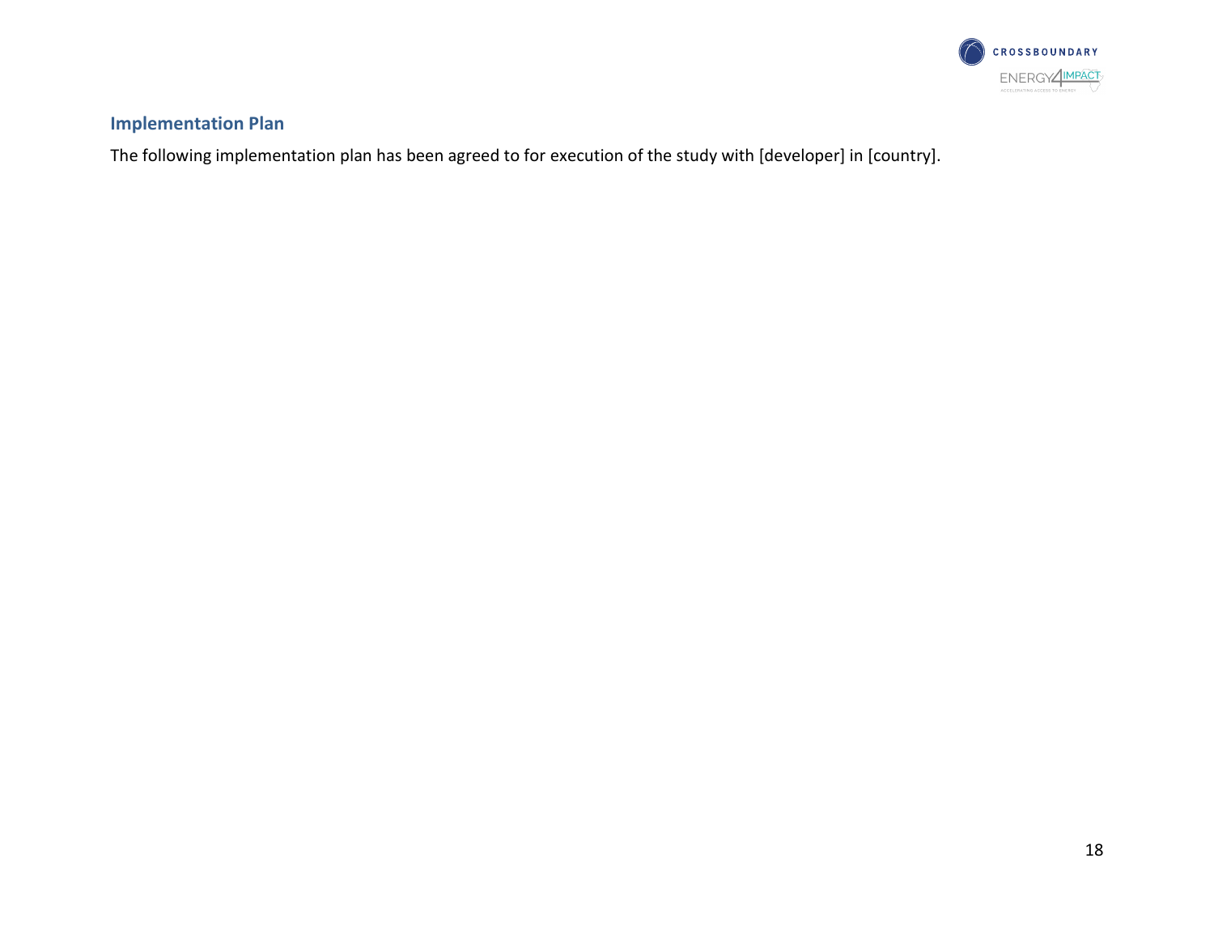## Implementation Plan

The following implementation plan has been agreed to for execution of the study with [developer] in [country].